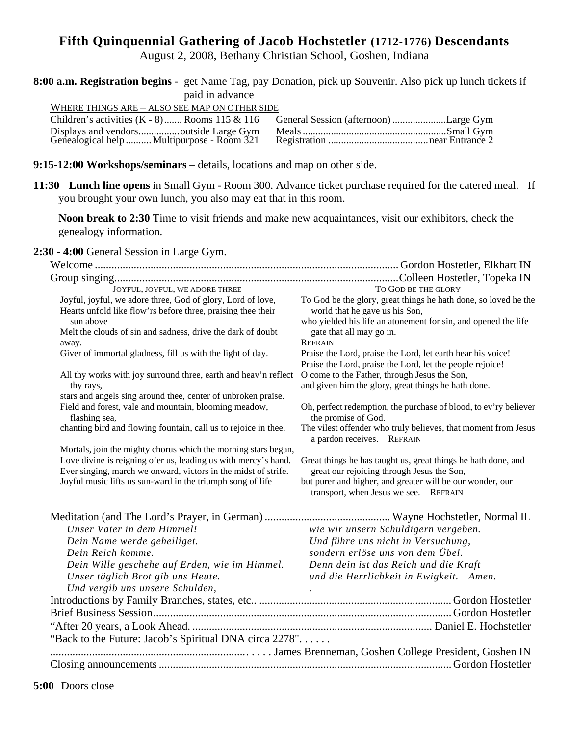# Fifth Quinquennial Gathering of Jacob Hochstetler (1712-1776) Descendants

August 2, 2008, Bethany Christian School, Goshen, Indiana

**8:00 a.m. Registration begins** - get Name Tag, pay Donation, pick up Souvenir. Also pick up lunch tickets if paid in advance

WHERE THINGS ARE – ALSO SEE MAP ON OTHER SIDE

Children's activities (K - 8)....... Rooms 115 & 116
Displays and vendors................outside Large Gym
Genealogical help .......... Multipurpose - Room 321
General Session (afternoon) .....................Large Gym
Meals .......................................................Small Gym
Registration .......................................near Entrance 2

**9:15-12:00 Workshops/seminars** – details, locations and map on other side.

**11:30 Lunch line opens** in Small Gym - Room 300. Advance ticket purchase required for the catered meal. If you brought your own lunch, you also may eat that in this room.

**Noon break to 2:30** Time to visit friends and make new acquaintances, visit our exhibitors, check the genealogy information.

**2:30 - 4:00** General Session in Large Gym.

Welcome ............................................................................................................. Gordon Hostetler, Elkhart IN
Group singing.......................................................................................................Colleen Hostetler, Topeka IN

JOYFUL, JOYFUL, WE ADORE THREE

Joyful, joyful, we adore three, God of glory, Lord of love,
Hearts unfold like flow'rs before three, praising thee their sun above
Melt the clouds of sin and sadness, drive the dark of doubt away.
Giver of immortal gladness, fill us with the light of day.

All thy works with joy surround three, earth and heav'n reflect thy rays,
stars and angels sing around thee, center of unbroken praise.
Field and forest, vale and mountain, blooming meadow, flashing sea,
chanting bird and flowing fountain, call us to rejoice in thee.

Mortals, join the mighty chorus which the morning stars began,
Love divine is reigning o'er us, leading us with mercy's hand.
Ever singing, march we onward, victors in the midst of strife.
Joyful music lifts us sun-ward in the triumph song of life

TO GOD BE THE GLORY

To God be the glory, great things he hath done, so loved he the world that he gave us his Son,
who yielded his life an atonement for sin, and opened the life gate that all may go in.
REFRAIN
Praise the Lord, praise the Lord, let earth hear his voice!
Praise the Lord, praise the Lord, let the people rejoice!
O come to the Father, through Jesus the Son,
and given him the glory, great things he hath done.

Oh, perfect redemption, the purchase of blood, to ev'ry believer the promise of God.
The vilest offender who truly believes, that moment from Jesus a pardon receives. REFRAIN

Great things he has taught us, great things he hath done, and great our rejoicing through Jesus the Son,
but purer and higher, and greater will be our wonder, our transport, when Jesus we see. REFRAIN

Meditation (and The Lord's Prayer, in German) ............................................. Wayne Hochstetler, Normal IL

*Unser Vater in dem Himmel!*
*Dein Name werde geheiliget.*
*Dein Reich komme.*
*Dein Wille geschehe auf Erden, wie im Himmel.*
*Unser täglich Brot gib uns Heute.*
*Und vergib uns unsere Schulden,*
*wie wir unsern Schuldigern vergeben.*
*Und führe uns nicht in Versuchung,*
*sondern erlöse uns von dem Übel.*
*Denn dein ist das Reich und die Kraft*
*und die Herrlichkeit in Ewigkeit. Amen.*

Introductions by Family Branches, states, etc.. .................................................................... Gordon Hostetler
Brief Business Session.......................................................................................................... Gordon Hostetler
"After 20 years, a Look Ahead. ..................................................................................... Daniel E. Hochstetler
"Back to the Future: Jacob's Spiritual DNA circa 2278". . . . . .
...................................................................... . . . . . James Brenneman, Goshen College President, Goshen IN
Closing announcements ........................................................................................................ Gordon Hostetler

**5:00** Doors close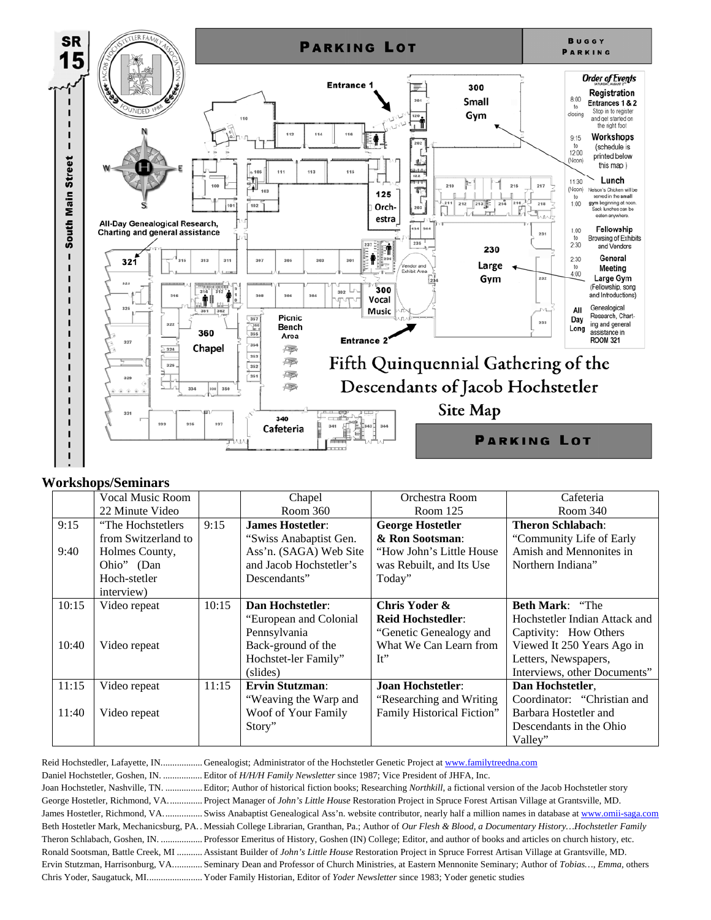SR 15

South Main Street

PARKING LOT

BUGGY PARKING

Entrance 1

300 Small Gym

125 Orch-estra

230 Large Gym

300 Vocal Music

Vendor and Exhibit Area

All-Day Genealogical Research, Charting and general assistance

321

360 Chapel

Picnic Bench Area

Entrance 2

340 Cafeteria

**Order of Events**

SATURDAY, AUGUST 2

8:00 to closing — **Registration** Entrances 1 & 2 — Stop in to register and get started on the right foot

9:15 to 12:00 (Noon) — **Workshops** (schedule is printed below this map)

11:30 (Noon) to 1:00 — **Lunch** Nelson's Chicken will be served in the small gym beginning at noon. Sack lunches can be eaten anywhere.

1:00 to 2:30 — **Fellowship** Browsing of Exhibits and Vendors

2:30 to 4:00 — **General Meeting** Large Gym (Fellowship, song and Introductions)

All Day Long — Genealogical Research, Charting and general assistance in ROOM 321

# Fifth Quinquennial Gathering of the Descendants of Jacob Hochstetler

## Site Map

PARKING LOT

## Workshops/Seminars

| | Vocal Music Room 22 Minute Video | | Chapel Room 360 | Orchestra Room Room 125 | Cafeteria Room 340 |
|---|---|---|---|---|---|
| 9:15<br><br>9:40 | "The Hochstetlers from Switzerland to Holmes County, Ohio" (Dan Hoch-stetler interview) | 9:15 | **James Hostetler**: "Swiss Anabaptist Gen. Ass'n. (SAGA) Web Site and Jacob Hochstetler's Descendants" | **George Hostetler & Ron Sootsman**: "How John's Little House was Rebuilt, and Its Use Today" | **Theron Schlabach**: "Community Life of Early Amish and Mennonites in Northern Indiana" |
| 10:15<br><br>10:40 | Video repeat<br><br>Video repeat | 10:15 | **Dan Hochstetler**: "European and Colonial Pennsylvania Back-ground of the Hochstet-ler Family" (slides) | **Chris Yoder & Reid Hochstedler**: "Genetic Genealogy and What We Can Learn from It" | **Beth Mark**: "The Hochstetler Indian Attack and Captivity: How Others Viewed It 250 Years Ago in Letters, Newspapers, Interviews, other Documents" |
| 11:15<br><br>11:40 | Video repeat<br><br>Video repeat | 11:15 | **Ervin Stutzman**: "Weaving the Warp and Woof of Your Family Story" | **Joan Hochstetler**: "Researching and Writing Family Historical Fiction" | **Dan Hochstetler**, Coordinator: "Christian and Barbara Hostetler and Descendants in the Ohio Valley" |

Reid Hochstedler, Lafayette, IN.................. Genealogist; Administrator of the Hochstetler Genetic Project at www.familytreedna.com

Daniel Hochstetler, Goshen, IN. ................. Editor of *H/H/H Family Newsletter* since 1987; Vice President of JHFA, Inc.

Joan Hochstetler, Nashville, TN. ................ Editor; Author of historical fiction books; Researching *Northkill*, a fictional version of the Jacob Hochstetler story

George Hostetler, Richmond, VA............... Project Manager of *John's Little House* Restoration Project in Spruce Forest Artisan Village at Grantsville, MD.

James Hostetler, Richmond, VA................. Swiss Anabaptist Genealogical Ass'n. website contributor, nearly half a million names in database at www.omii-saga.com

Beth Hostetler Mark, Mechanicsburg, PA. . Messiah College Librarian, Grantham, Pa.; Author of *Our Flesh & Blood, a Documentary History…Hochstetler Family*

Theron Schlabach, Goshen, IN. .................. Professor Emeritus of History, Goshen (IN) College; Editor, and author of books and articles on church history, etc.

Ronald Sootsman, Battle Creek, MI ........... Assistant Builder of *John's Little House* Restoration Project in Spruce Forrest Artisan Village at Grantsville, MD.

Ervin Stutzman, Harrisonburg, VA............. Seminary Dean and Professor of Church Ministries, at Eastern Mennonite Seminary; Author of *Tobias…*, *Emma*, others

Chris Yoder, Saugatuck, MI........................ Yoder Family Historian, Editor of *Yoder Newsletter* since 1983; Yoder genetic studies